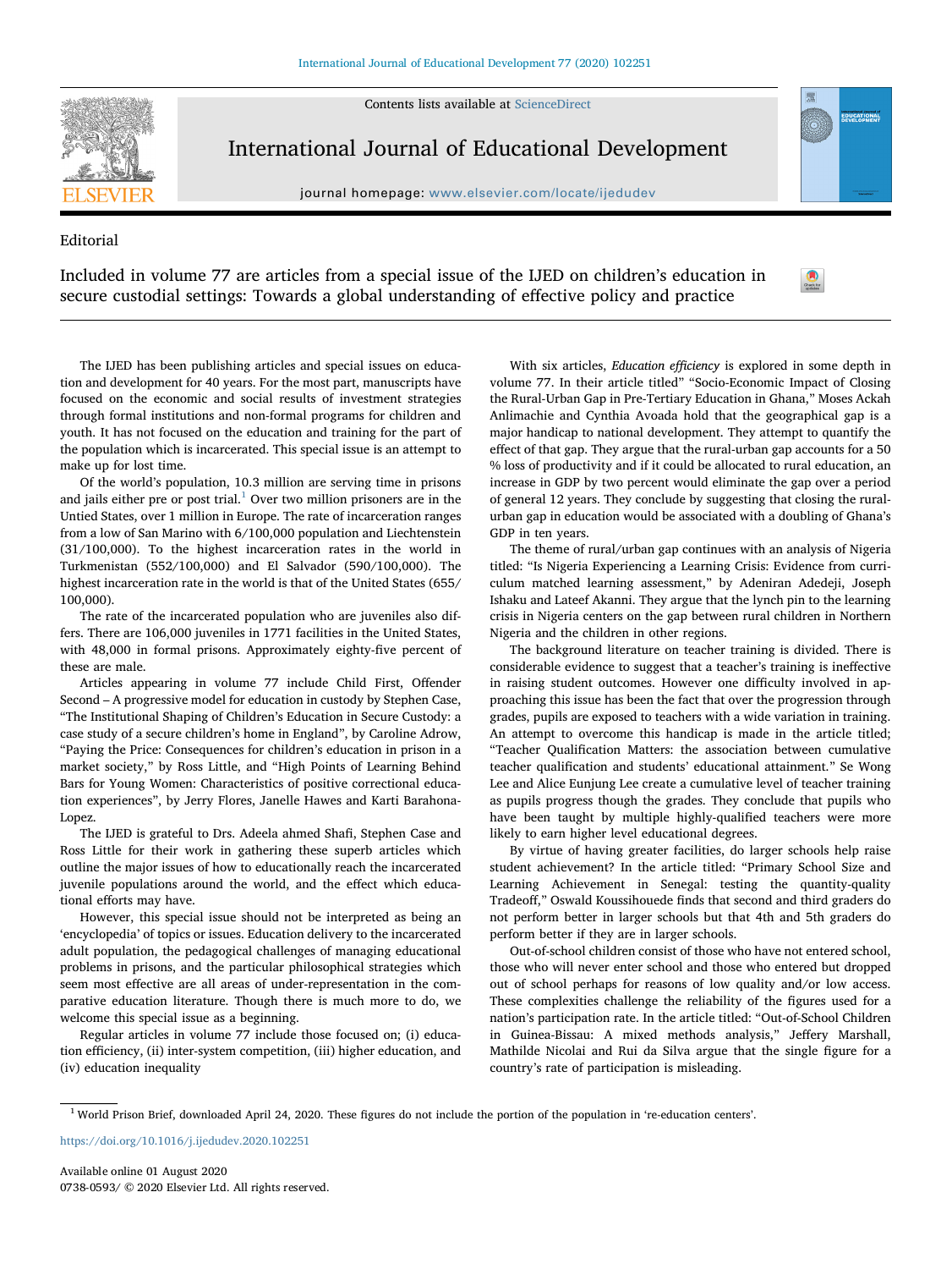Editorial

# Included in volume 77 are articles from a special issue of the IJED on children's education in secure custodial settings: Towards a global understanding of effective policy and practice

The IJED has been publishing articles and special issues on education and development for 40 years. For the most part, manuscripts have focused on the economic and social results of investment strategies through formal institutions and non-formal programs for children and youth. It has not focused on the education and training for the part of the population which is incarcerated. This special issue is an attempt to make up for lost time.

Of the world's population, 10.3 million are serving time in prisons and jails either pre or post trial.[1] Over two million prisoners are in the Untied States, over 1 million in Europe. The rate of incarceration ranges from a low of San Marino with 6/100,000 population and Liechtenstein (31/100,000). To the highest incarceration rates in the world in Turkmenistan (552/100,000) and El Salvador (590/100,000). The highest incarceration rate in the world is that of the United States (655/100,000).

The rate of the incarcerated population who are juveniles also differs. There are 106,000 juveniles in 1771 facilities in the United States, with 48,000 in formal prisons. Approximately eighty-five percent of these are male.

Articles appearing in volume 77 include Child First, Offender Second – A progressive model for education in custody by Stephen Case, "The Institutional Shaping of Children's Education in Secure Custody: a case study of a secure children's home in England", by Caroline Adrow, "Paying the Price: Consequences for children's education in prison in a market society," by Ross Little, and "High Points of Learning Behind Bars for Young Women: Characteristics of positive correctional education experiences", by Jerry Flores, Janelle Hawes and Karti Barahona-Lopez.

The IJED is grateful to Drs. Adeela ahmed Shafi, Stephen Case and Ross Little for their work in gathering these superb articles which outline the major issues of how to educationally reach the incarcerated juvenile populations around the world, and the effect which educational efforts may have.

However, this special issue should not be interpreted as being an 'encyclopedia' of topics or issues. Education delivery to the incarcerated adult population, the pedagogical challenges of managing educational problems in prisons, and the particular philosophical strategies which seem most effective are all areas of under-representation in the comparative education literature. Though there is much more to do, we welcome this special issue as a beginning.

Regular articles in volume 77 include those focused on; (i) education efficiency, (ii) inter-system competition, (iii) higher education, and (iv) education inequality

With six articles, *Education efficiency* is explored in some depth in volume 77. In their article titled" "Socio-Economic Impact of Closing the Rural-Urban Gap in Pre-Tertiary Education in Ghana," Moses Ackah Anlimachie and Cynthia Avoada hold that the geographical gap is a major handicap to national development. They attempt to quantify the effect of that gap. They argue that the rural-urban gap accounts for a 50 % loss of productivity and if it could be allocated to rural education, an increase in GDP by two percent would eliminate the gap over a period of general 12 years. They conclude by suggesting that closing the rural-urban gap in education would be associated with a doubling of Ghana's GDP in ten years.

The theme of rural/urban gap continues with an analysis of Nigeria titled: "Is Nigeria Experiencing a Learning Crisis: Evidence from curriculum matched learning assessment," by Adeniran Adedeji, Joseph Ishaku and Lateef Akanni. They argue that the lynch pin to the learning crisis in Nigeria centers on the gap between rural children in Northern Nigeria and the children in other regions.

The background literature on teacher training is divided. There is considerable evidence to suggest that a teacher's training is ineffective in raising student outcomes. However one difficulty involved in approaching this issue has been the fact that over the progression through grades, pupils are exposed to teachers with a wide variation in training. An attempt to overcome this handicap is made in the article titled; "Teacher Qualification Matters: the association between cumulative teacher qualification and students' educational attainment." Se Wong Lee and Alice Eunjung Lee create a cumulative level of teacher training as pupils progress though the grades. They conclude that pupils who have been taught by multiple highly-qualified teachers were more likely to earn higher level educational degrees.

By virtue of having greater facilities, do larger schools help raise student achievement? In the article titled: "Primary School Size and Learning Achievement in Senegal: testing the quantity-quality Tradeoff," Oswald Koussihouede finds that second and third graders do not perform better in larger schools but that 4th and 5th graders do perform better if they are in larger schools.

Out-of-school children consist of those who have not entered school, those who will never enter school and those who entered but dropped out of school perhaps for reasons of low quality and/or low access. These complexities challenge the reliability of the figures used for a nation's participation rate. In the article titled: "Out-of-School Children in Guinea-Bissau: A mixed methods analysis," Jeffery Marshall, Mathilde Nicolai and Rui da Silva argue that the single figure for a country's rate of participation is misleading.

[1] World Prison Brief, downloaded April 24, 2020. These figures do not include the portion of the population in 're-education centers'.

https://doi.org/10.1016/j.ijedudev.2020.102251

Available online 01 August 2020
0738-0593/ © 2020 Elsevier Ltd. All rights reserved.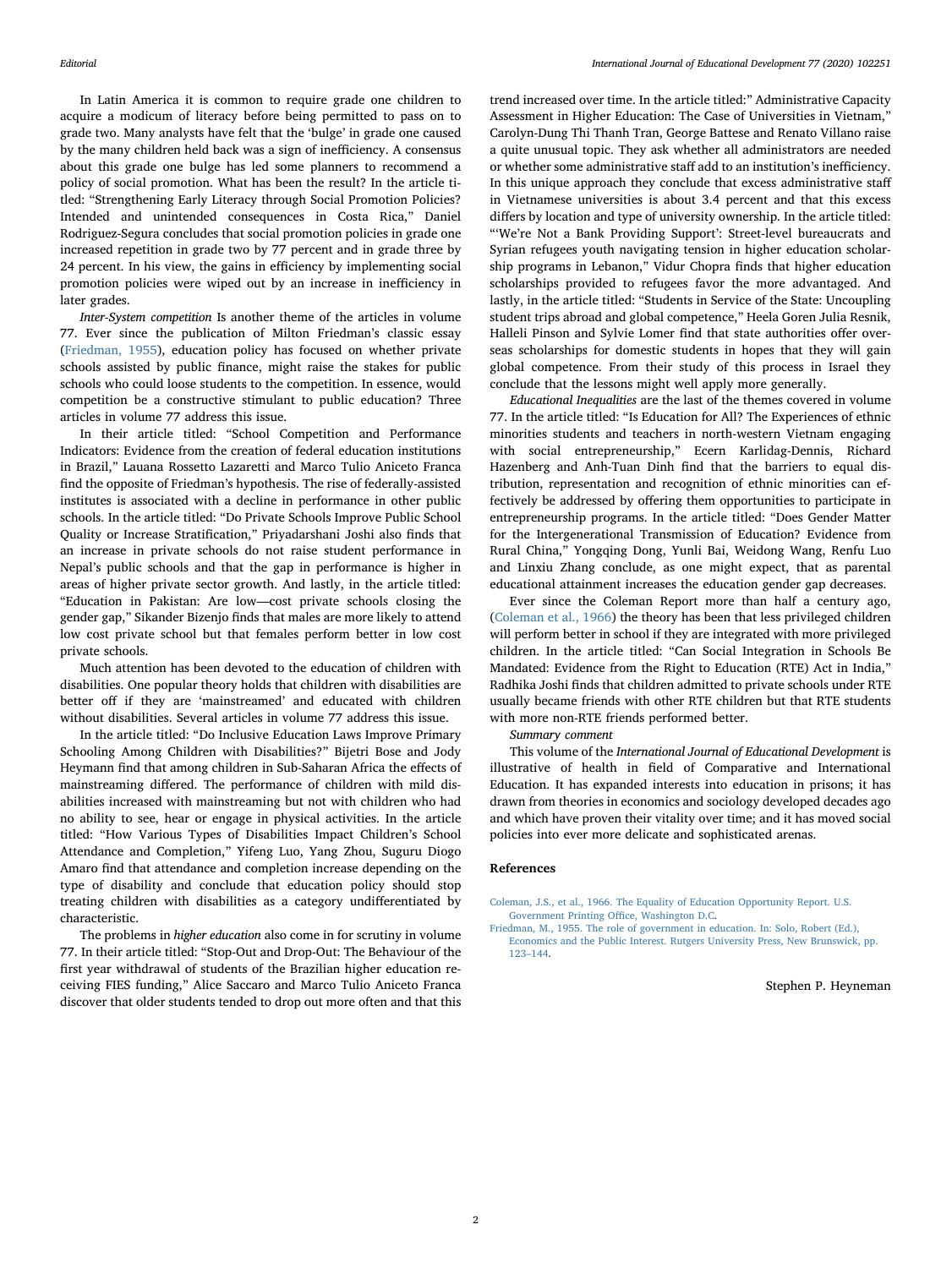In Latin America it is common to require grade one children to acquire a modicum of literacy before being permitted to pass on to grade two. Many analysts have felt that the 'bulge' in grade one caused by the many children held back was a sign of inefficiency. A consensus about this grade one bulge has led some planners to recommend a policy of social promotion. What has been the result? In the article titled: "Strengthening Early Literacy through Social Promotion Policies? Intended and unintended consequences in Costa Rica," Daniel Rodriguez-Segura concludes that social promotion policies in grade one increased repetition in grade two by 77 percent and in grade three by 24 percent. In his view, the gains in efficiency by implementing social promotion policies were wiped out by an increase in inefficiency in later grades.

*Inter-System competition* Is another theme of the articles in volume 77. Ever since the publication of Milton Friedman's classic essay (Friedman, 1955), education policy has focused on whether private schools assisted by public finance, might raise the stakes for public schools who could loose students to the competition. In essence, would competition be a constructive stimulant to public education? Three articles in volume 77 address this issue.

In their article titled: "School Competition and Performance Indicators: Evidence from the creation of federal education institutions in Brazil," Lauana Rossetto Lazaretti and Marco Tulio Aniceto Franca find the opposite of Friedman's hypothesis. The rise of federally-assisted institutes is associated with a decline in performance in other public schools. In the article titled: "Do Private Schools Improve Public School Quality or Increase Stratification," Priyadarshani Joshi also finds that an increase in private schools do not raise student performance in Nepal's public schools and that the gap in performance is higher in areas of higher private sector growth. And lastly, in the article titled: "Education in Pakistan: Are low—cost private schools closing the gender gap," Sikander Bizenjo finds that males are more likely to attend low cost private school but that females perform better in low cost private schools.

Much attention has been devoted to the education of children with disabilities. One popular theory holds that children with disabilities are better off if they are 'mainstreamed' and educated with children without disabilities. Several articles in volume 77 address this issue.

In the article titled: "Do Inclusive Education Laws Improve Primary Schooling Among Children with Disabilities?" Bijetri Bose and Jody Heymann find that among children in Sub-Saharan Africa the effects of mainstreaming differed. The performance of children with mild disabilities increased with mainstreaming but not with children who had no ability to see, hear or engage in physical activities. In the article titled: "How Various Types of Disabilities Impact Children's School Attendance and Completion," Yifeng Luo, Yang Zhou, Suguru Diogo Amaro find that attendance and completion increase depending on the type of disability and conclude that education policy should stop treating children with disabilities as a category undifferentiated by characteristic.

The problems in *higher education* also come in for scrutiny in volume 77. In their article titled: "Stop-Out and Drop-Out: The Behaviour of the first year withdrawal of students of the Brazilian higher education receiving FIES funding," Alice Saccaro and Marco Tulio Aniceto Franca discover that older students tended to drop out more often and that this trend increased over time. In the article titled:" Administrative Capacity Assessment in Higher Education: The Case of Universities in Vietnam," Carolyn-Dung Thi Thanh Tran, George Battese and Renato Villano raise a quite unusual topic. They ask whether all administrators are needed or whether some administrative staff add to an institution's inefficiency. In this unique approach they conclude that excess administrative staff in Vietnamese universities is about 3.4 percent and that this excess differs by location and type of university ownership. In the article titled: "'We're Not a Bank Providing Support': Street-level bureaucrats and Syrian refugees youth navigating tension in higher education scholarship programs in Lebanon," Vidur Chopra finds that higher education scholarships provided to refugees favor the more advantaged. And lastly, in the article titled: "Students in Service of the State: Uncoupling student trips abroad and global competence," Heela Goren Julia Resnik, Halleli Pinson and Sylvie Lomer find that state authorities offer overseas scholarships for domestic students in hopes that they will gain global competence. From their study of this process in Israel they conclude that the lessons might well apply more generally.

*Educational Inequalities* are the last of the themes covered in volume 77. In the article titled: "Is Education for All? The Experiences of ethnic minorities students and teachers in north-western Vietnam engaging with social entrepreneurship," Ecern Karlidag-Dennis, Richard Hazenberg and Anh-Tuan Dinh find that the barriers to equal distribution, representation and recognition of ethnic minorities can effectively be addressed by offering them opportunities to participate in entrepreneurship programs. In the article titled: "Does Gender Matter for the Intergenerational Transmission of Education? Evidence from Rural China," Yongqing Dong, Yunli Bai, Weidong Wang, Renfu Luo and Linxiu Zhang conclude, as one might expect, that as parental educational attainment increases the education gender gap decreases.

Ever since the Coleman Report more than half a century ago, (Coleman et al., 1966) the theory has been that less privileged children will perform better in school if they are integrated with more privileged children. In the article titled: "Can Social Integration in Schools Be Mandated: Evidence from the Right to Education (RTE) Act in India," Radhika Joshi finds that children admitted to private schools under RTE usually became friends with other RTE children but that RTE students with more non-RTE friends performed better.

*Summary comment*

This volume of the *International Journal of Educational Development* is illustrative of health in field of Comparative and International Education. It has expanded interests into education in prisons; it has drawn from theories in economics and sociology developed decades ago and which have proven their vitality over time; and it has moved social policies into ever more delicate and sophisticated arenas.

## References

Coleman, J.S., et al., 1966. The Equality of Education Opportunity Report. U.S. Government Printing Office, Washington D.C.

Friedman, M., 1955. The role of government in education. In: Solo, Robert (Ed.), Economics and the Public Interest. Rutgers University Press, New Brunswick, pp. 123–144.

Stephen P. Heyneman